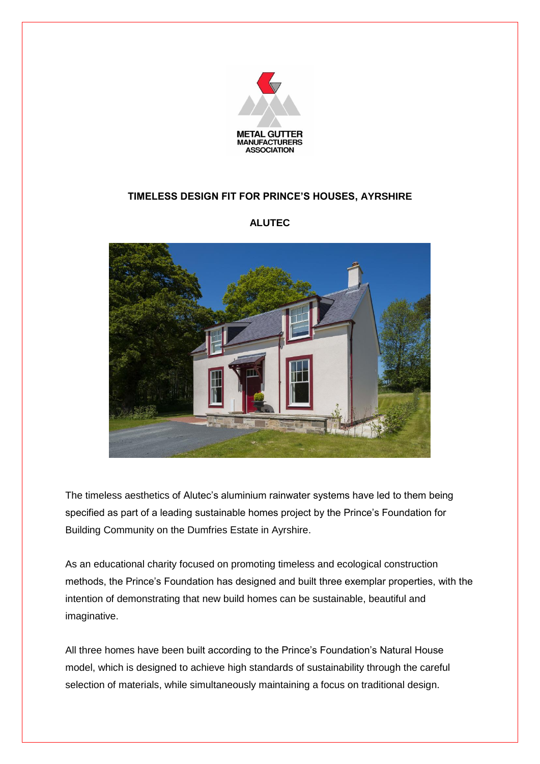METAL GUTTER MANUFACTURERS ASSOCIATION

# TIMELESS DESIGN FIT FOR PRINCE'S HOUSES, AYRSHIRE

## ALUTEC

The timeless aesthetics of Alutec's aluminium rainwater systems have led to them being specified as part of a leading sustainable homes project by the Prince's Foundation for Building Community on the Dumfries Estate in Ayrshire.

As an educational charity focused on promoting timeless and ecological construction methods, the Prince's Foundation has designed and built three exemplar properties, with the intention of demonstrating that new build homes can be sustainable, beautiful and imaginative.

All three homes have been built according to the Prince's Foundation's Natural House model, which is designed to achieve high standards of sustainability through the careful selection of materials, while simultaneously maintaining a focus on traditional design.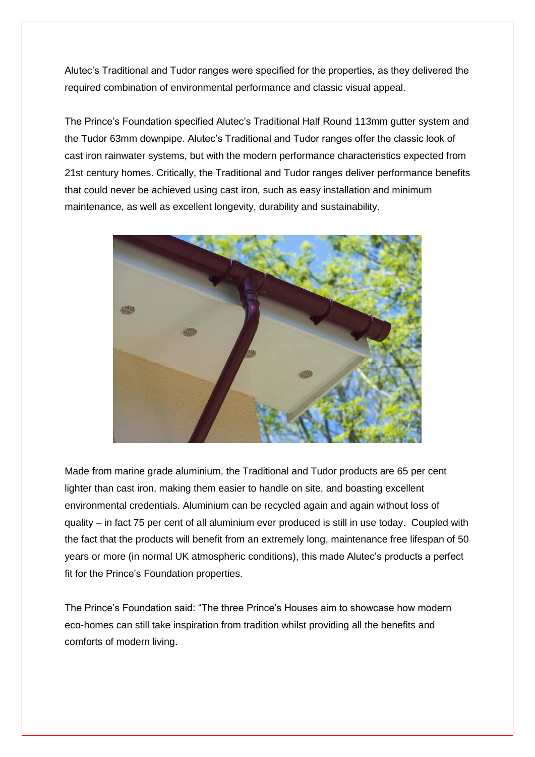Alutec's Traditional and Tudor ranges were specified for the properties, as they delivered the required combination of environmental performance and classic visual appeal.

The Prince's Foundation specified Alutec's Traditional Half Round 113mm gutter system and the Tudor 63mm downpipe. Alutec's Traditional and Tudor ranges offer the classic look of cast iron rainwater systems, but with the modern performance characteristics expected from 21st century homes. Critically, the Traditional and Tudor ranges deliver performance benefits that could never be achieved using cast iron, such as easy installation and minimum maintenance, as well as excellent longevity, durability and sustainability.

Made from marine grade aluminium, the Traditional and Tudor products are 65 per cent lighter than cast iron, making them easier to handle on site, and boasting excellent environmental credentials. Aluminium can be recycled again and again without loss of quality – in fact 75 per cent of all aluminium ever produced is still in use today. Coupled with the fact that the products will benefit from an extremely long, maintenance free lifespan of 50 years or more (in normal UK atmospheric conditions), this made Alutec's products a perfect fit for the Prince's Foundation properties.

The Prince's Foundation said: "The three Prince's Houses aim to showcase how modern eco-homes can still take inspiration from tradition whilst providing all the benefits and comforts of modern living.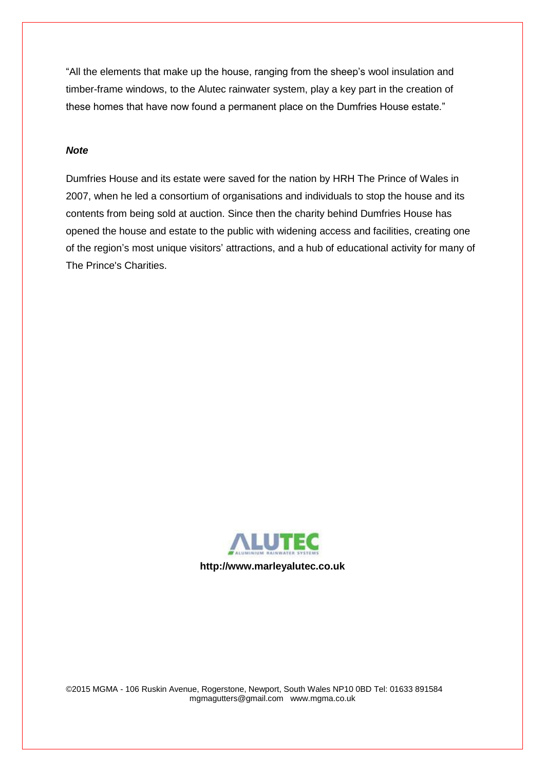"All the elements that make up the house, ranging from the sheep's wool insulation and timber-frame windows, to the Alutec rainwater system, play a key part in the creation of these homes that have now found a permanent place on the Dumfries House estate."

***Note***

Dumfries House and its estate were saved for the nation by HRH The Prince of Wales in 2007, when he led a consortium of organisations and individuals to stop the house and its contents from being sold at auction. Since then the charity behind Dumfries House has opened the house and estate to the public with widening access and facilities, creating one of the region's most unique visitors' attractions, and a hub of educational activity for many of The Prince's Charities.

ALUTEC
ALUMINIUM RAINWATER SYSTEMS

**http://www.marleyalutec.co.uk**

©2015 MGMA - 106 Ruskin Avenue, Rogerstone, Newport, South Wales NP10 0BD Tel: 01633 891584
mgmagutters@gmail.com www.mgma.co.uk